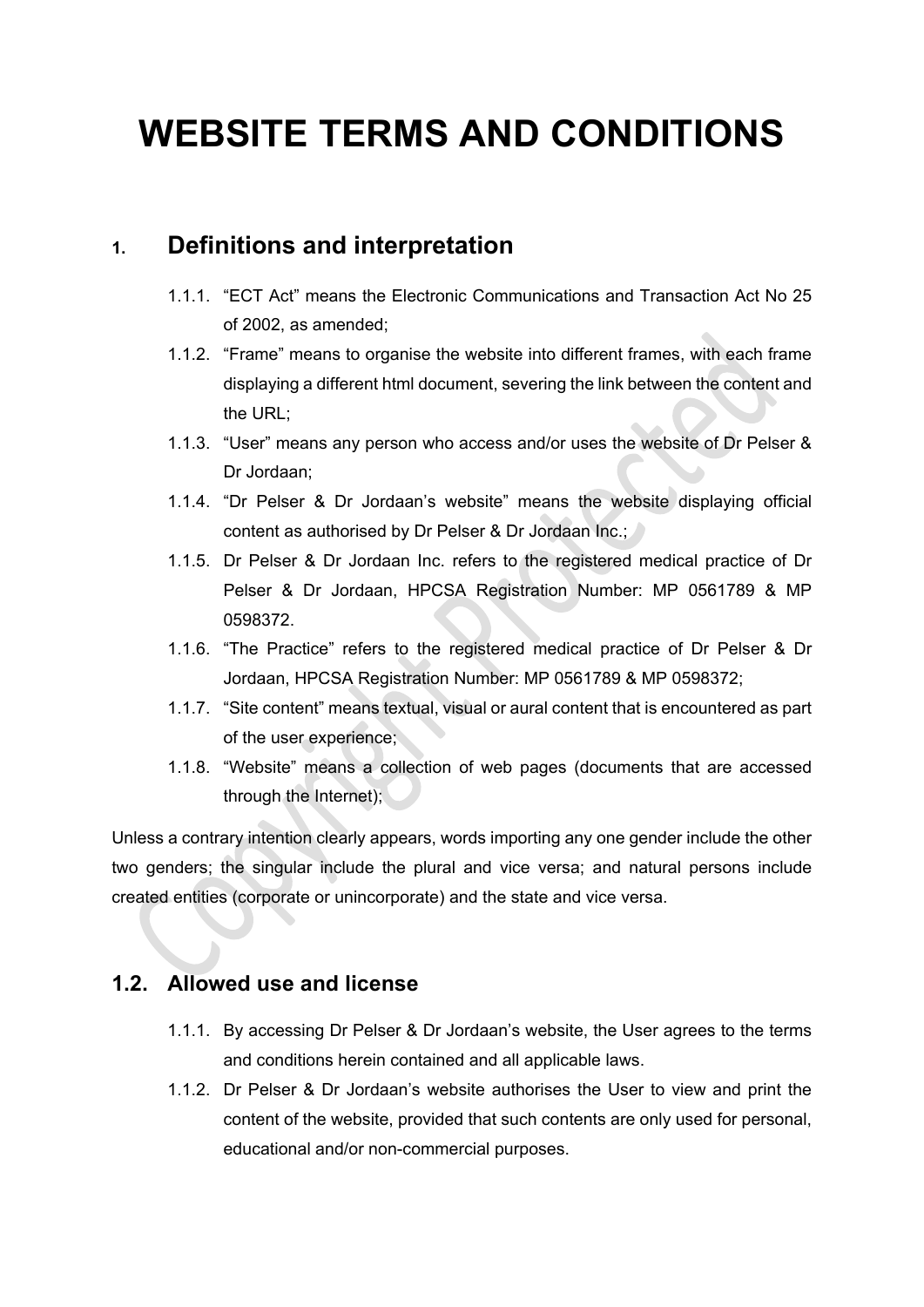# WEBSITE TERMS AND CONDITIONS

## 1. Definitions and interpretation

1.1.1. "ECT Act" means the Electronic Communications and Transaction Act No 25 of 2002, as amended;

1.1.2. "Frame" means to organise the website into different frames, with each frame displaying a different html document, severing the link between the content and the URL;

1.1.3. "User" means any person who access and/or uses the website of Dr Pelser & Dr Jordaan;

1.1.4. "Dr Pelser & Dr Jordaan's website" means the website displaying official content as authorised by Dr Pelser & Dr Jordaan Inc.;

1.1.5. Dr Pelser & Dr Jordaan Inc. refers to the registered medical practice of Dr Pelser & Dr Jordaan, HPCSA Registration Number: MP 0561789 & MP 0598372.

1.1.6. "The Practice" refers to the registered medical practice of Dr Pelser & Dr Jordaan, HPCSA Registration Number: MP 0561789 & MP 0598372;

1.1.7. "Site content" means textual, visual or aural content that is encountered as part of the user experience;

1.1.8. "Website" means a collection of web pages (documents that are accessed through the Internet);

Unless a contrary intention clearly appears, words importing any one gender include the other two genders; the singular include the plural and vice versa; and natural persons include created entities (corporate or unincorporate) and the state and vice versa.

## 1.2. Allowed use and license

1.1.1. By accessing Dr Pelser & Dr Jordaan's website, the User agrees to the terms and conditions herein contained and all applicable laws.

1.1.2. Dr Pelser & Dr Jordaan's website authorises the User to view and print the content of the website, provided that such contents are only used for personal, educational and/or non-commercial purposes.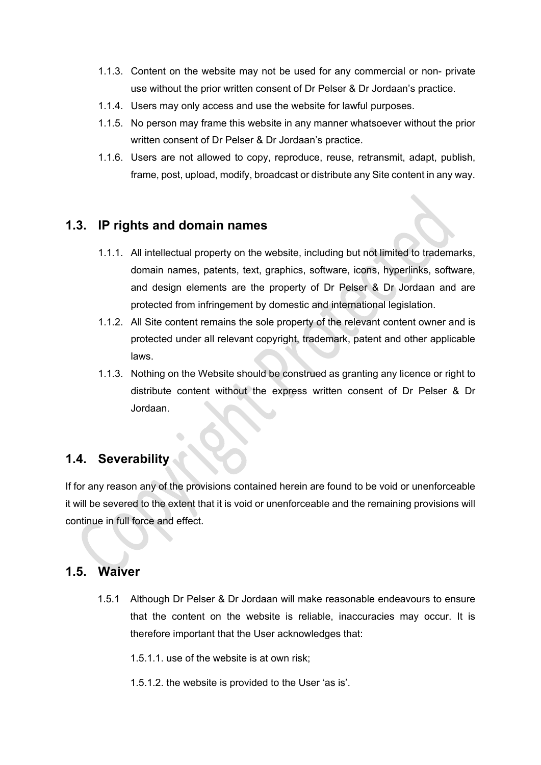1.1.3. Content on the website may not be used for any commercial or non- private use without the prior written consent of Dr Pelser & Dr Jordaan's practice.

1.1.4. Users may only access and use the website for lawful purposes.

1.1.5. No person may frame this website in any manner whatsoever without the prior written consent of Dr Pelser & Dr Jordaan's practice.

1.1.6. Users are not allowed to copy, reproduce, reuse, retransmit, adapt, publish, frame, post, upload, modify, broadcast or distribute any Site content in any way.

## 1.3. IP rights and domain names

1.1.1. All intellectual property on the website, including but not limited to trademarks, domain names, patents, text, graphics, software, icons, hyperlinks, software, and design elements are the property of Dr Pelser & Dr Jordaan and are protected from infringement by domestic and international legislation.

1.1.2. All Site content remains the sole property of the relevant content owner and is protected under all relevant copyright, trademark, patent and other applicable laws.

1.1.3. Nothing on the Website should be construed as granting any licence or right to distribute content without the express written consent of Dr Pelser & Dr Jordaan.

## 1.4. Severability

If for any reason any of the provisions contained herein are found to be void or unenforceable it will be severed to the extent that it is void or unenforceable and the remaining provisions will continue in full force and effect.

## 1.5. Waiver

1.5.1 Although Dr Pelser & Dr Jordaan will make reasonable endeavours to ensure that the content on the website is reliable, inaccuracies may occur. It is therefore important that the User acknowledges that:

1.5.1.1. use of the website is at own risk;

1.5.1.2. the website is provided to the User 'as is'.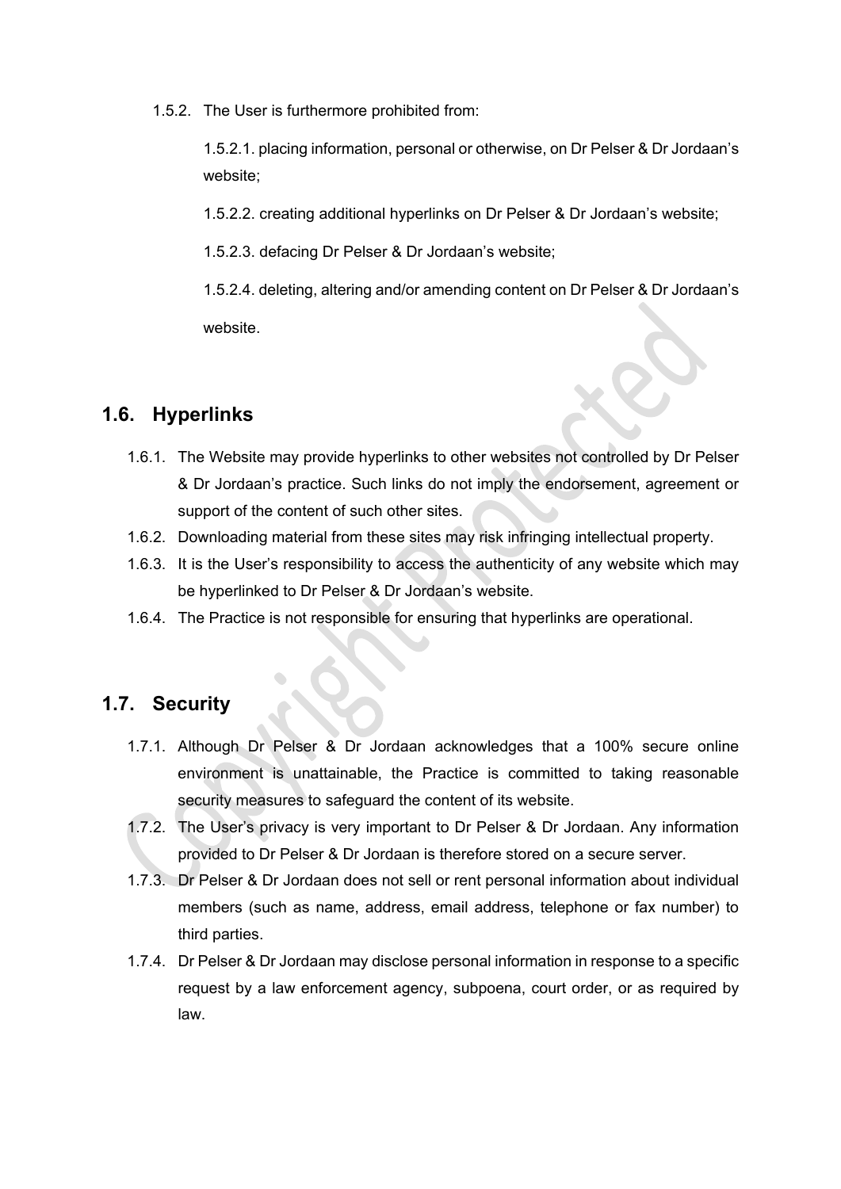1.5.2. The User is furthermore prohibited from:

1.5.2.1. placing information, personal or otherwise, on Dr Pelser & Dr Jordaan's website;

1.5.2.2. creating additional hyperlinks on Dr Pelser & Dr Jordaan's website;

1.5.2.3. defacing Dr Pelser & Dr Jordaan's website;

1.5.2.4. deleting, altering and/or amending content on Dr Pelser & Dr Jordaan's website.

## 1.6. Hyperlinks

1.6.1. The Website may provide hyperlinks to other websites not controlled by Dr Pelser & Dr Jordaan's practice. Such links do not imply the endorsement, agreement or support of the content of such other sites.

1.6.2. Downloading material from these sites may risk infringing intellectual property.

1.6.3. It is the User's responsibility to access the authenticity of any website which may be hyperlinked to Dr Pelser & Dr Jordaan's website.

1.6.4. The Practice is not responsible for ensuring that hyperlinks are operational.

## 1.7. Security

1.7.1. Although Dr Pelser & Dr Jordaan acknowledges that a 100% secure online environment is unattainable, the Practice is committed to taking reasonable security measures to safeguard the content of its website.

1.7.2. The User's privacy is very important to Dr Pelser & Dr Jordaan. Any information provided to Dr Pelser & Dr Jordaan is therefore stored on a secure server.

1.7.3. Dr Pelser & Dr Jordaan does not sell or rent personal information about individual members (such as name, address, email address, telephone or fax number) to third parties.

1.7.4. Dr Pelser & Dr Jordaan may disclose personal information in response to a specific request by a law enforcement agency, subpoena, court order, or as required by law.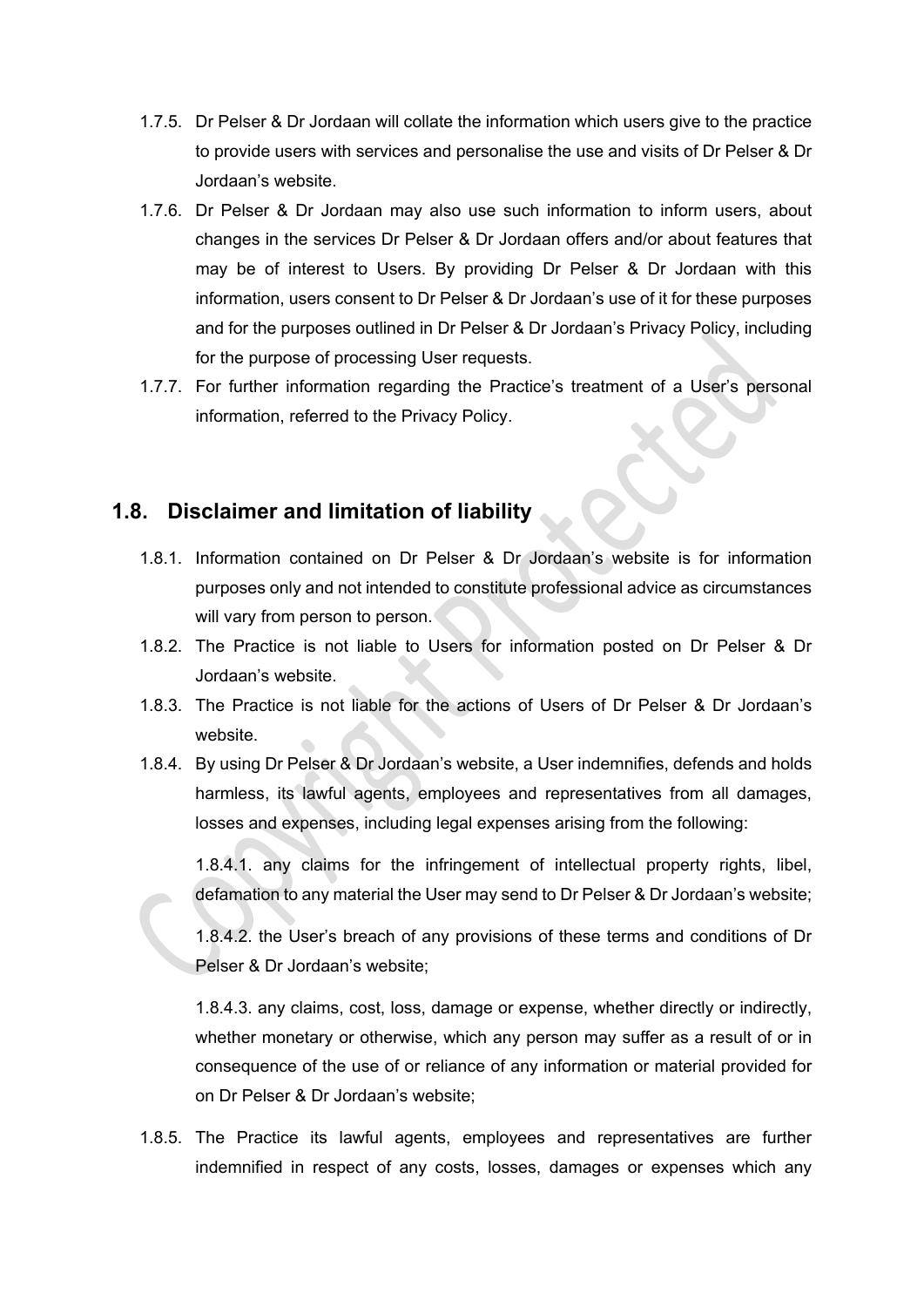1.7.5. Dr Pelser & Dr Jordaan will collate the information which users give to the practice to provide users with services and personalise the use and visits of Dr Pelser & Dr Jordaan's website.

1.7.6. Dr Pelser & Dr Jordaan may also use such information to inform users, about changes in the services Dr Pelser & Dr Jordaan offers and/or about features that may be of interest to Users. By providing Dr Pelser & Dr Jordaan with this information, users consent to Dr Pelser & Dr Jordaan's use of it for these purposes and for the purposes outlined in Dr Pelser & Dr Jordaan's Privacy Policy, including for the purpose of processing User requests.

1.7.7. For further information regarding the Practice's treatment of a User's personal information, referred to the Privacy Policy.

## 1.8. Disclaimer and limitation of liability

1.8.1. Information contained on Dr Pelser & Dr Jordaan's website is for information purposes only and not intended to constitute professional advice as circumstances will vary from person to person.

1.8.2. The Practice is not liable to Users for information posted on Dr Pelser & Dr Jordaan's website.

1.8.3. The Practice is not liable for the actions of Users of Dr Pelser & Dr Jordaan's website.

1.8.4. By using Dr Pelser & Dr Jordaan's website, a User indemnifies, defends and holds harmless, its lawful agents, employees and representatives from all damages, losses and expenses, including legal expenses arising from the following:

1.8.4.1. any claims for the infringement of intellectual property rights, libel, defamation to any material the User may send to Dr Pelser & Dr Jordaan's website;

1.8.4.2. the User's breach of any provisions of these terms and conditions of Dr Pelser & Dr Jordaan's website;

1.8.4.3. any claims, cost, loss, damage or expense, whether directly or indirectly, whether monetary or otherwise, which any person may suffer as a result of or in consequence of the use of or reliance of any information or material provided for on Dr Pelser & Dr Jordaan's website;

1.8.5. The Practice its lawful agents, employees and representatives are further indemnified in respect of any costs, losses, damages or expenses which any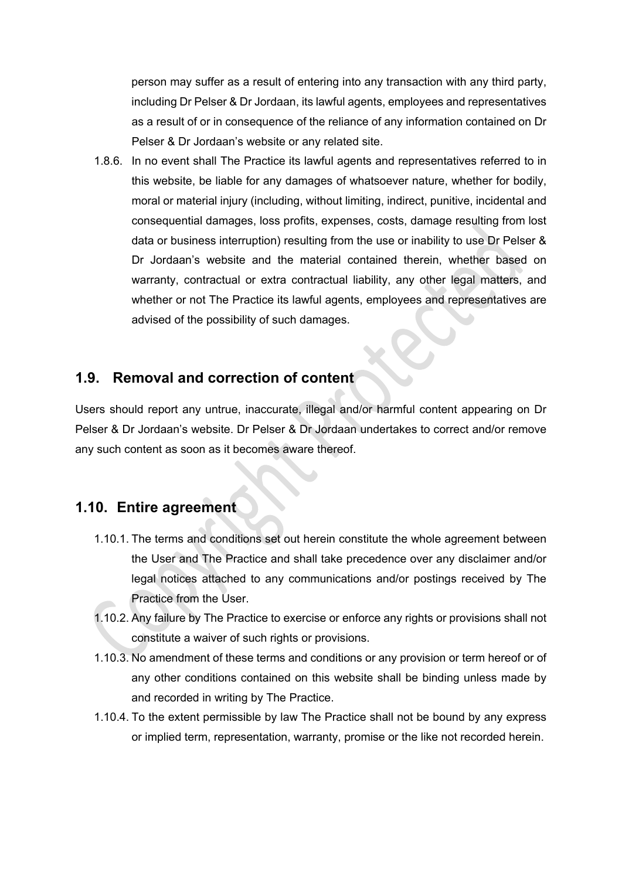person may suffer as a result of entering into any transaction with any third party, including Dr Pelser & Dr Jordaan, its lawful agents, employees and representatives as a result of or in consequence of the reliance of any information contained on Dr Pelser & Dr Jordaan's website or any related site.

1.8.6. In no event shall The Practice its lawful agents and representatives referred to in this website, be liable for any damages of whatsoever nature, whether for bodily, moral or material injury (including, without limiting, indirect, punitive, incidental and consequential damages, loss profits, expenses, costs, damage resulting from lost data or business interruption) resulting from the use or inability to use Dr Pelser & Dr Jordaan's website and the material contained therein, whether based on warranty, contractual or extra contractual liability, any other legal matters, and whether or not The Practice its lawful agents, employees and representatives are advised of the possibility of such damages.

## 1.9. Removal and correction of content

Users should report any untrue, inaccurate, illegal and/or harmful content appearing on Dr Pelser & Dr Jordaan's website. Dr Pelser & Dr Jordaan undertakes to correct and/or remove any such content as soon as it becomes aware thereof.

## 1.10. Entire agreement

1.10.1. The terms and conditions set out herein constitute the whole agreement between the User and The Practice and shall take precedence over any disclaimer and/or legal notices attached to any communications and/or postings received by The Practice from the User.

1.10.2. Any failure by The Practice to exercise or enforce any rights or provisions shall not constitute a waiver of such rights or provisions.

1.10.3. No amendment of these terms and conditions or any provision or term hereof or of any other conditions contained on this website shall be binding unless made by and recorded in writing by The Practice.

1.10.4. To the extent permissible by law The Practice shall not be bound by any express or implied term, representation, warranty, promise or the like not recorded herein.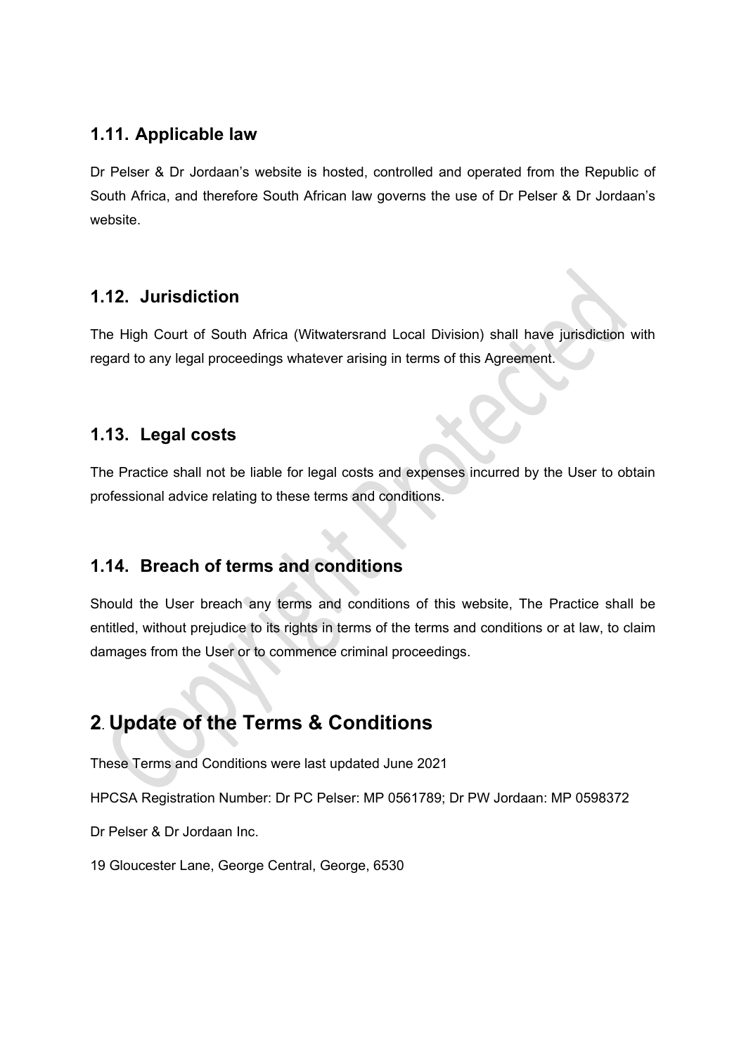## 1.11. Applicable law

Dr Pelser & Dr Jordaan's website is hosted, controlled and operated from the Republic of South Africa, and therefore South African law governs the use of Dr Pelser & Dr Jordaan's website.

## 1.12. Jurisdiction

The High Court of South Africa (Witwatersrand Local Division) shall have jurisdiction with regard to any legal proceedings whatever arising in terms of this Agreement.

## 1.13. Legal costs

The Practice shall not be liable for legal costs and expenses incurred by the User to obtain professional advice relating to these terms and conditions.

## 1.14. Breach of terms and conditions

Should the User breach any terms and conditions of this website, The Practice shall be entitled, without prejudice to its rights in terms of the terms and conditions or at law, to claim damages from the User or to commence criminal proceedings.

# 2. Update of the Terms & Conditions

These Terms and Conditions were last updated June 2021

HPCSA Registration Number: Dr PC Pelser: MP 0561789; Dr PW Jordaan: MP 0598372

Dr Pelser & Dr Jordaan Inc.

19 Gloucester Lane, George Central, George, 6530